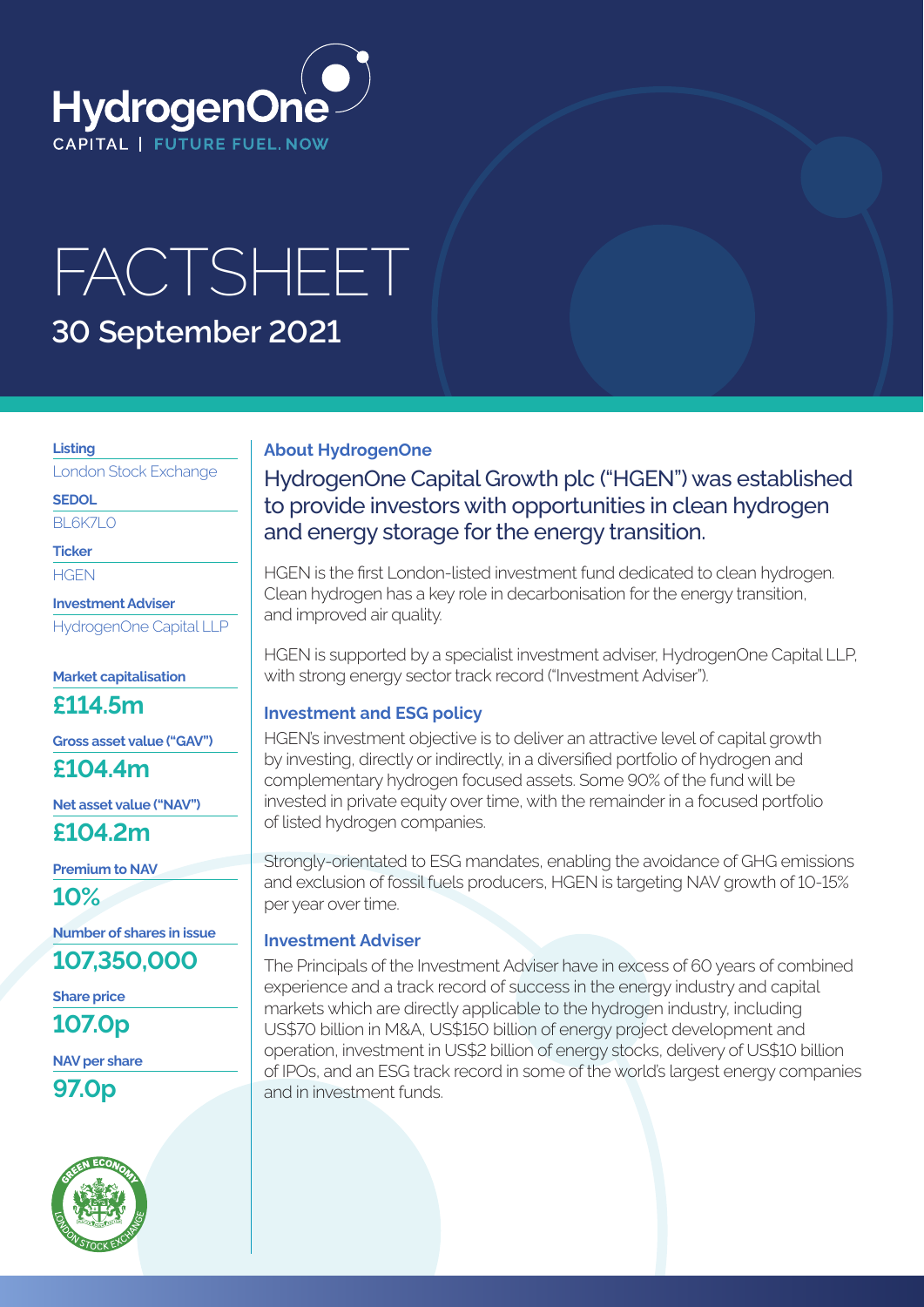HydrogenOne CAPITAL | FUTURE FUEL. NOW

# FACTSHEET

## 30 September 2021

**Listing**
London Stock Exchange

**SEDOL**
BL6K7L0

**Ticker**
HGEN

**Investment Adviser**
HydrogenOne Capital LLP

**Market capitalisation**
**£114.5m**

**Gross asset value ("GAV")**
**£104.4m**

**Net asset value ("NAV")**
**£104.2m**

**Premium to NAV**
**10%**

**Number of shares in issue**
**107,350,000**

**Share price**
**107.0p**

**NAV per share**
**97.0p**

GREEN ECONOMY LONDON STOCK EXCHANGE

### About HydrogenOne

HydrogenOne Capital Growth plc ("HGEN") was established to provide investors with opportunities in clean hydrogen and energy storage for the energy transition.

HGEN is the first London-listed investment fund dedicated to clean hydrogen. Clean hydrogen has a key role in decarbonisation for the energy transition, and improved air quality.

HGEN is supported by a specialist investment adviser, HydrogenOne Capital LLP, with strong energy sector track record ("Investment Adviser").

### Investment and ESG policy

HGEN's investment objective is to deliver an attractive level of capital growth by investing, directly or indirectly, in a diversified portfolio of hydrogen and complementary hydrogen focused assets. Some 90% of the fund will be invested in private equity over time, with the remainder in a focused portfolio of listed hydrogen companies.

Strongly-orientated to ESG mandates, enabling the avoidance of GHG emissions and exclusion of fossil fuels producers, HGEN is targeting NAV growth of 10-15% per year over time.

### Investment Adviser

The Principals of the Investment Adviser have in excess of 60 years of combined experience and a track record of success in the energy industry and capital markets which are directly applicable to the hydrogen industry, including US$70 billion in M&A, US$150 billion of energy project development and operation, investment in US$2 billion of energy stocks, delivery of US$10 billion of IPOs, and an ESG track record in some of the world's largest energy companies and in investment funds.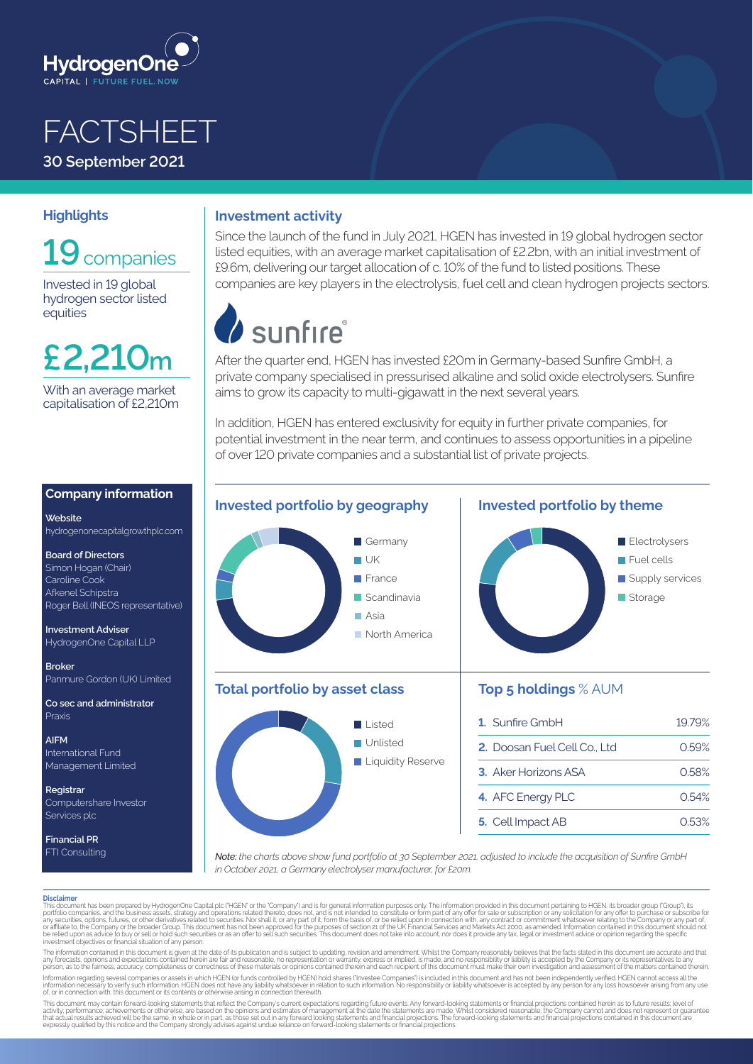HydrogenOne
CAPITAL | FUTURE FUEL. NOW

# FACTSHEET

**30 September 2021**

## Highlights

**19** companies

Invested in 19 global hydrogen sector listed equities

**£2,210m**

With an average market capitalisation of £2,210m

## Investment activity

Since the launch of the fund in July 2021, HGEN has invested in 19 global hydrogen sector listed equities, with an average market capitalisation of £2.2bn, with an initial investment of £9.6m, delivering our target allocation of c. 10% of the fund to listed positions. These companies are key players in the electrolysis, fuel cell and clean hydrogen projects sectors.

sunfire®

After the quarter end, HGEN has invested £20m in Germany-based Sunfire GmbH, a private company specialised in pressurised alkaline and solid oxide electrolysers. Sunfire aims to grow its capacity to multi-gigawatt in the next several years.

In addition, HGEN has entered exclusivity for equity in further private companies, for potential investment in the near term, and continues to assess opportunities in a pipeline of over 120 private companies and a substantial list of private projects.

## Company information

**Website**
hydrogenonecapitalgrowthplc.com

**Board of Directors**
Simon Hogan (Chair)
Caroline Cook
Afkenel Schipstra
Roger Bell (INEOS representative)

**Investment Adviser**
HydrogenOne Capital LLP

**Broker**
Panmure Gordon (UK) Limited

**Co sec and administrator**
Praxis

**AIFM**
International Fund Management Limited

**Registrar**
Computershare Investor Services plc

**Financial PR**
FTI Consulting

## Invested portfolio by geography

Germany
UK
France
Scandinavia
Asia
North America

## Invested portfolio by theme

Electrolysers
Fuel cells
Supply services
Storage

## Total portfolio by asset class

Listed
Unlisted
Liquidity Reserve

## Top 5 holdings % AUM

| | | |
|---|---|---|
| 1. | Sunfire GmbH | 19.79% |
| 2. | Doosan Fuel Cell Co., Ltd | 0.59% |
| 3. | Aker Horizons ASA | 0.58% |
| 4. | AFC Energy PLC | 0.54% |
| 5. | Cell Impact AB | 0.53% |

*Note: the charts above show fund portfolio at 30 September 2021, adjusted to include the acquisition of Sunfire GmbH in October 2021, a Germany electrolyser manufacturer, for £20m.*

**Disclaimer**
This document has been prepared by HydrogenOne Capital plc ("HGEN" or the "Company") and is for general information purposes only. The information provided in this document pertaining to HGEN, its broader group ("Group"), its portfolio companies, and the business assets, strategy and operations related thereto, does not, and is not intended to, constitute or form part of any offer for sale or subscription or any solicitation for any offer to purchase or subscribe for any securities, options, futures, or other derivatives related to securities. Nor shall it, or any part of it, form the basis of, or be relied upon in connection with, any contract or commitment whatsoever relating to the Company or any part of, or affiliate to, the Company or the broader Group. This document has not been approved for the purposes of section 21 of the UK Financial Services and Markets Act 2000, as amended. Information contained in this document should not be relied upon as advice to buy or sell or hold such securities or as an offer to sell such securities. This document does not take into account, nor does it provide any tax, legal or investment advice or opinion regarding the specific investment objectives or financial situation of any person.

The information contained in this document is given at the date of its publication and is subject to updating, revision and amendment. Whilst the Company reasonably believes that the facts stated in this document are accurate and that any forecasts, opinions and expectations contained herein are fair and reasonable, no representation or warranty, express or implied, is made, and no responsibility or liability is accepted by the Company or its representatives to any person, as to the fairness, accuracy, completeness or correctness of these materials or opinions contained therein and each recipient of this document must make their own investigation and assessment of the matters contained therein.

Information regarding several companies or assets in which HGEN (or funds controlled by HGEN) hold shares ("Investee Companies") is included in this document and has not been independently verified. HGEN cannot access all the information necessary to verify such information. HGEN does not have any liability whatsoever in relation to such information. No responsibility or liability whatsoever is accepted by any person for any loss howsoever arising from any use of, or in connection with, this document or its contents or otherwise arising in connection therewith.

This document may contain forward-looking statements that reflect the Company's current expectations regarding future events. Any forward-looking statements or financial projections contained herein as to future results, level of activity, performance, achievements or otherwise, are based on the opinions and estimates of management at the date the statements are made. Whilst considered reasonable, the Company cannot and does not represent or guarantee that actual results achieved will be the same, in whole or in part, as those set out in any forward looking statements and financial projections. The forward-looking statements and financial projections contained in this document are expressly qualified by this notice and the Company strongly advises against undue reliance on forward-looking statements or financial projections.